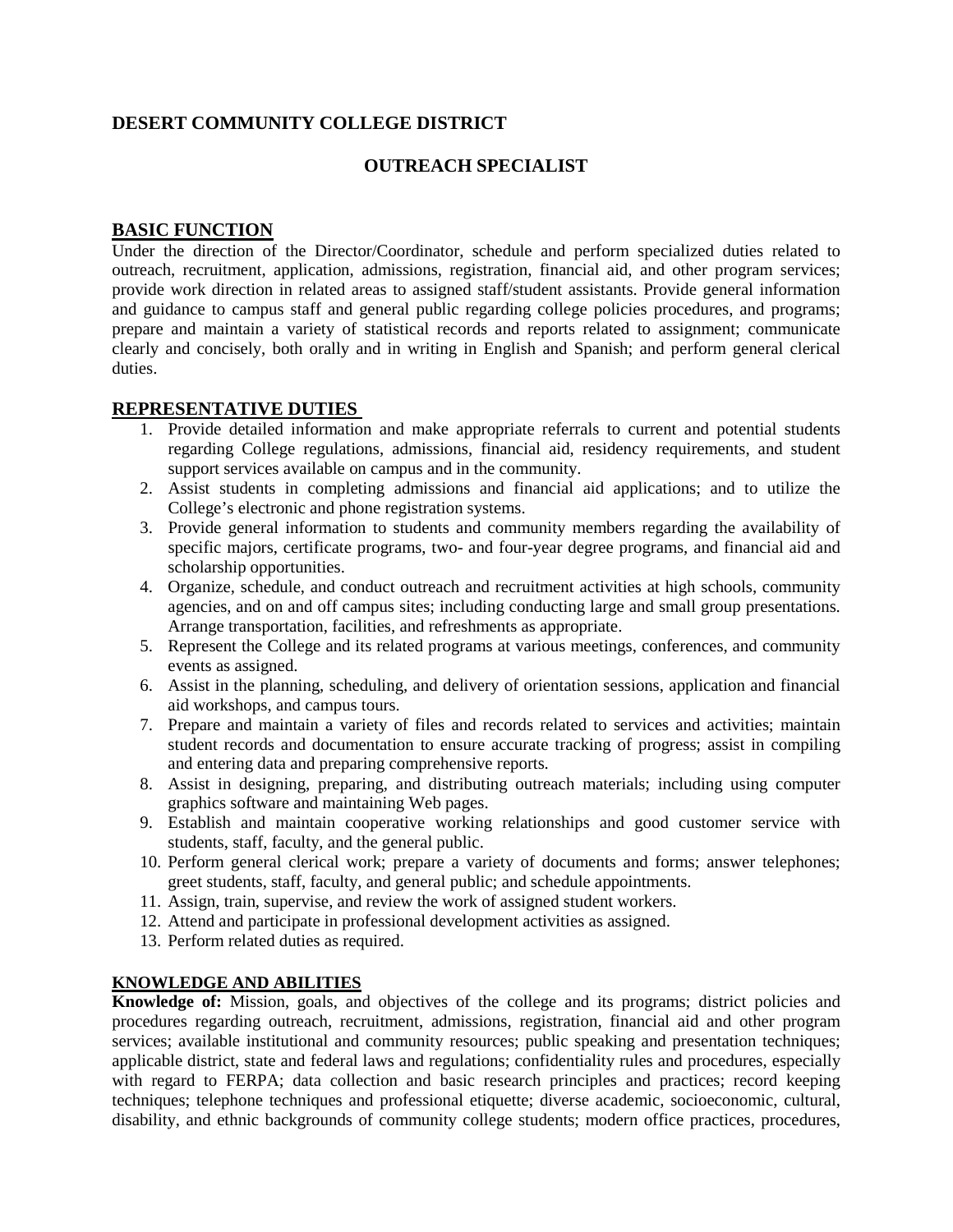# DESERT COMMUNITY COLLEGE DISTRICT

## OUTREACH SPECIALIST

### BASIC FUNCTION

Under the direction of the Director/Coordinator, schedule and perform specialized duties related to outreach, recruitment, application, admissions, registration, financial aid, and other program services; provide work direction in related areas to assigned staff/student assistants. Provide general information and guidance to campus staff and general public regarding college policies procedures, and programs; prepare and maintain a variety of statistical records and reports related to assignment; communicate clearly and concisely, both orally and in writing in English and Spanish; and perform general clerical duties.

### REPRESENTATIVE DUTIES

1. Provide detailed information and make appropriate referrals to current and potential students regarding College regulations, admissions, financial aid, residency requirements, and student support services available on campus and in the community.
2. Assist students in completing admissions and financial aid applications; and to utilize the College's electronic and phone registration systems.
3. Provide general information to students and community members regarding the availability of specific majors, certificate programs, two- and four-year degree programs, and financial aid and scholarship opportunities.
4. Organize, schedule, and conduct outreach and recruitment activities at high schools, community agencies, and on and off campus sites; including conducting large and small group presentations. Arrange transportation, facilities, and refreshments as appropriate.
5. Represent the College and its related programs at various meetings, conferences, and community events as assigned.
6. Assist in the planning, scheduling, and delivery of orientation sessions, application and financial aid workshops, and campus tours.
7. Prepare and maintain a variety of files and records related to services and activities; maintain student records and documentation to ensure accurate tracking of progress; assist in compiling and entering data and preparing comprehensive reports.
8. Assist in designing, preparing, and distributing outreach materials; including using computer graphics software and maintaining Web pages.
9. Establish and maintain cooperative working relationships and good customer service with students, staff, faculty, and the general public.
10. Perform general clerical work; prepare a variety of documents and forms; answer telephones; greet students, staff, faculty, and general public; and schedule appointments.
11. Assign, train, supervise, and review the work of assigned student workers.
12. Attend and participate in professional development activities as assigned.
13. Perform related duties as required.

### KNOWLEDGE AND ABILITIES

**Knowledge of:** Mission, goals, and objectives of the college and its programs; district policies and procedures regarding outreach, recruitment, admissions, registration, financial aid and other program services; available institutional and community resources; public speaking and presentation techniques; applicable district, state and federal laws and regulations; confidentiality rules and procedures, especially with regard to FERPA; data collection and basic research principles and practices; record keeping techniques; telephone techniques and professional etiquette; diverse academic, socioeconomic, cultural, disability, and ethnic backgrounds of community college students; modern office practices, procedures,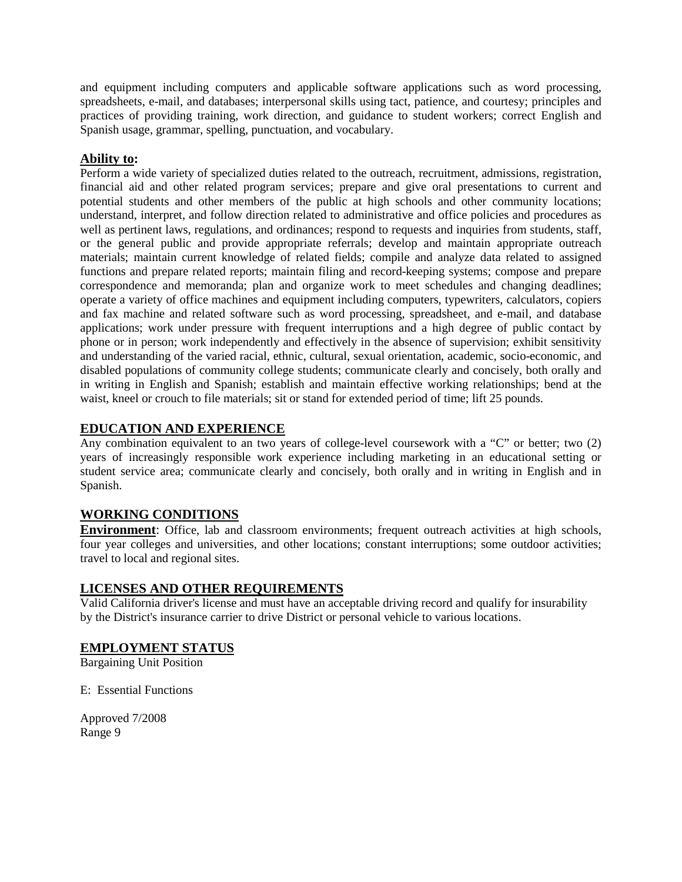and equipment including computers and applicable software applications such as word processing, spreadsheets, e-mail, and databases; interpersonal skills using tact, patience, and courtesy; principles and practices of providing training, work direction, and guidance to student workers; correct English and Spanish usage, grammar, spelling, punctuation, and vocabulary.

**Ability to:**
Perform a wide variety of specialized duties related to the outreach, recruitment, admissions, registration, financial aid and other related program services; prepare and give oral presentations to current and potential students and other members of the public at high schools and other community locations; understand, interpret, and follow direction related to administrative and office policies and procedures as well as pertinent laws, regulations, and ordinances; respond to requests and inquiries from students, staff, or the general public and provide appropriate referrals; develop and maintain appropriate outreach materials; maintain current knowledge of related fields; compile and analyze data related to assigned functions and prepare related reports; maintain filing and record-keeping systems; compose and prepare correspondence and memoranda; plan and organize work to meet schedules and changing deadlines; operate a variety of office machines and equipment including computers, typewriters, calculators, copiers and fax machine and related software such as word processing, spreadsheet, and e-mail, and database applications; work under pressure with frequent interruptions and a high degree of public contact by phone or in person; work independently and effectively in the absence of supervision; exhibit sensitivity and understanding of the varied racial, ethnic, cultural, sexual orientation, academic, socio-economic, and disabled populations of community college students; communicate clearly and concisely, both orally and in writing in English and Spanish; establish and maintain effective working relationships; bend at the waist, kneel or crouch to file materials; sit or stand for extended period of time; lift 25 pounds.

## EDUCATION AND EXPERIENCE

Any combination equivalent to an two years of college-level coursework with a "C" or better; two (2) years of increasingly responsible work experience including marketing in an educational setting or student service area; communicate clearly and concisely, both orally and in writing in English and in Spanish.

## WORKING CONDITIONS

**Environment**: Office, lab and classroom environments; frequent outreach activities at high schools, four year colleges and universities, and other locations; constant interruptions; some outdoor activities; travel to local and regional sites.

## LICENSES AND OTHER REQUIREMENTS

Valid California driver's license and must have an acceptable driving record and qualify for insurability by the District's insurance carrier to drive District or personal vehicle to various locations.

## EMPLOYMENT STATUS

Bargaining Unit Position

E: Essential Functions

Approved 7/2008
Range 9